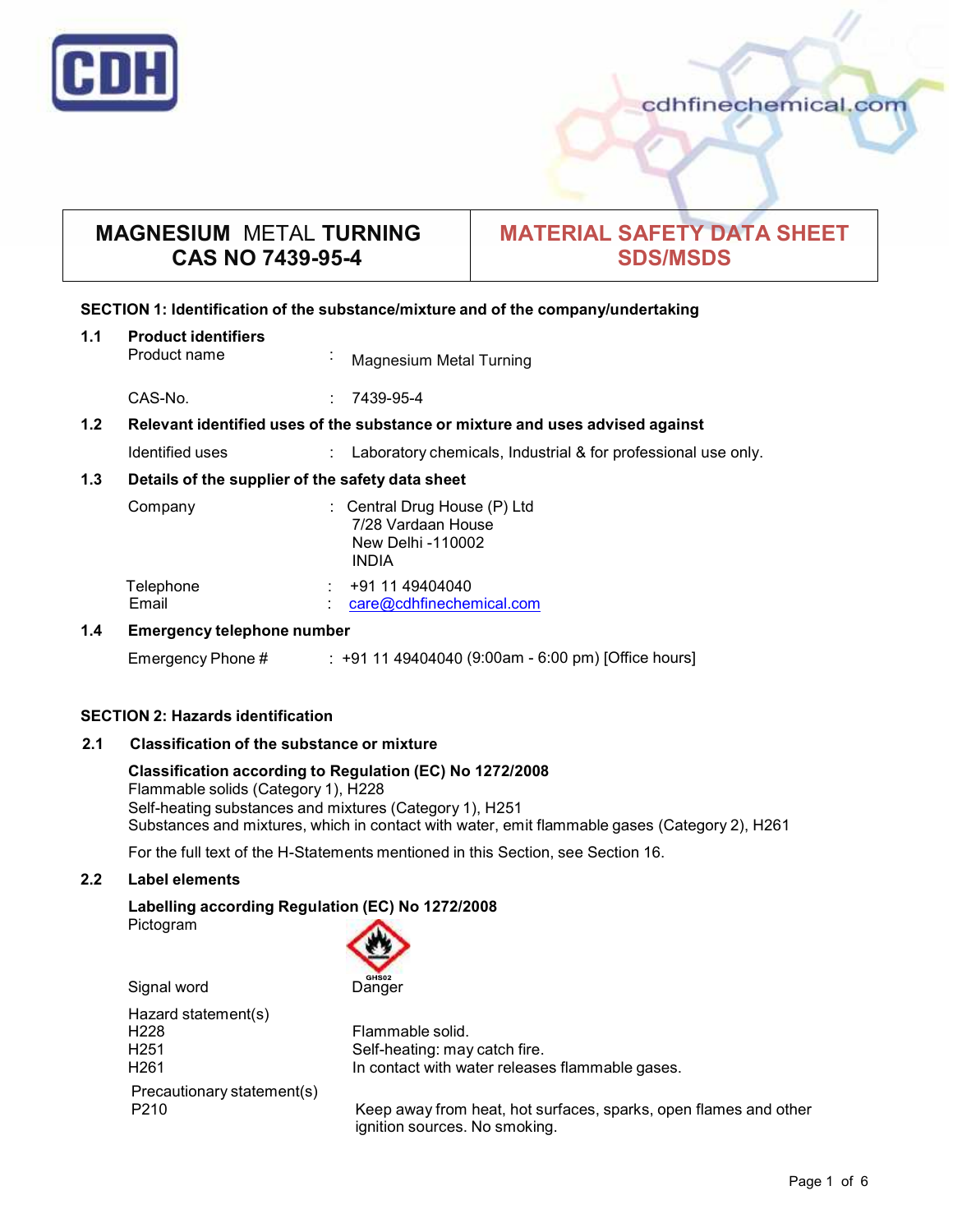| MAGNESIUM METAL TURNING CAS NO 7439-95-4 | MATERIAL SAFETY DATA SHEET SDS/MSDS |
|---|---|

## SECTION 1: Identification of the substance/mixture and of the company/undertaking

### 1.1 Product identifiers

Product name : Magnesium Metal Turning

CAS-No. : 7439-95-4

### 1.2 Relevant identified uses of the substance or mixture and uses advised against

Identified uses : Laboratory chemicals, Industrial & for professional use only.

### 1.3 Details of the supplier of the safety data sheet

Company : Central Drug House (P) Ltd
7/28 Vardaan House
New Delhi -110002
INDIA

Telephone : +91 11 49404040
Email : care@cdhfinechemical.com

### 1.4 Emergency telephone number

Emergency Phone # : +91 11 49404040 (9:00am - 6:00 pm) [Office hours]

## SECTION 2: Hazards identification

### 2.1 Classification of the substance or mixture

**Classification according to Regulation (EC) No 1272/2008**
Flammable solids (Category 1), H228
Self-heating substances and mixtures (Category 1), H251
Substances and mixtures, which in contact with water, emit flammable gases (Category 2), H261

For the full text of the H-Statements mentioned in this Section, see Section 16.

### 2.2 Label elements

**Labelling according Regulation (EC) No 1272/2008**

Pictogram

GHS02

Signal word Danger

Hazard statement(s)

H228 Flammable solid.
H251 Self-heating: may catch fire.
H261 In contact with water releases flammable gases.

Precautionary statement(s)

P210 Keep away from heat, hot surfaces, sparks, open flames and other ignition sources. No smoking.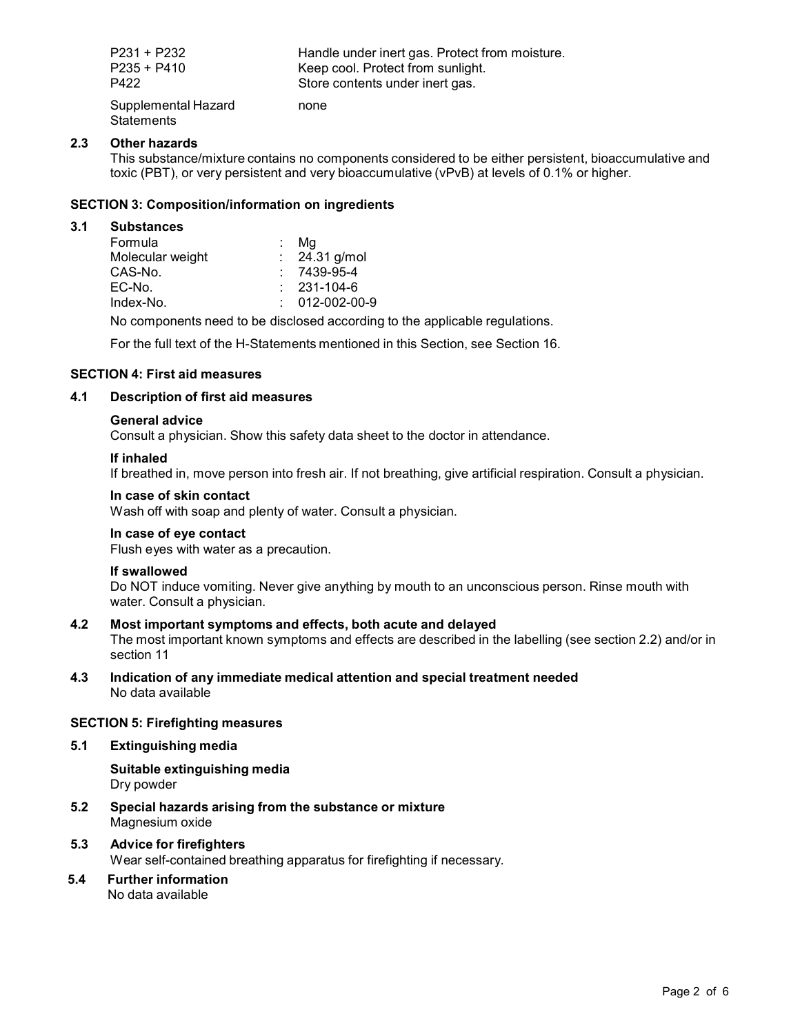| | |
|---|---|
| P231 + P232 | Handle under inert gas. Protect from moisture. |
| P235 + P410 | Keep cool. Protect from sunlight. |
| P422 | Store contents under inert gas. |
| Supplemental Hazard Statements | none |

### 2.3 Other hazards

This substance/mixture contains no components considered to be either persistent, bioaccumulative and toxic (PBT), or very persistent and very bioaccumulative (vPvB) at levels of 0.1% or higher.

## SECTION 3: Composition/information on ingredients

### 3.1 Substances

| | | |
|---|---|---|
| Formula | : | Mg |
| Molecular weight | : | 24.31 g/mol |
| CAS-No. | : | 7439-95-4 |
| EC-No. | : | 231-104-6 |
| Index-No. | : | 012-002-00-9 |

No components need to be disclosed according to the applicable regulations.

For the full text of the H-Statements mentioned in this Section, see Section 16.

## SECTION 4: First aid measures

### 4.1 Description of first aid measures

**General advice**

Consult a physician. Show this safety data sheet to the doctor in attendance.

**If inhaled**

If breathed in, move person into fresh air. If not breathing, give artificial respiration. Consult a physician.

**In case of skin contact**

Wash off with soap and plenty of water. Consult a physician.

**In case of eye contact**

Flush eyes with water as a precaution.

**If swallowed**

Do NOT induce vomiting. Never give anything by mouth to an unconscious person. Rinse mouth with water. Consult a physician.

### 4.2 Most important symptoms and effects, both acute and delayed

The most important known symptoms and effects are described in the labelling (see section 2.2) and/or in section 11

### 4.3 Indication of any immediate medical attention and special treatment needed

No data available

## SECTION 5: Firefighting measures

### 5.1 Extinguishing media

**Suitable extinguishing media**

Dry powder

### 5.2 Special hazards arising from the substance or mixture

Magnesium oxide

### 5.3 Advice for firefighters

Wear self-contained breathing apparatus for firefighting if necessary.

### 5.4 Further information

No data available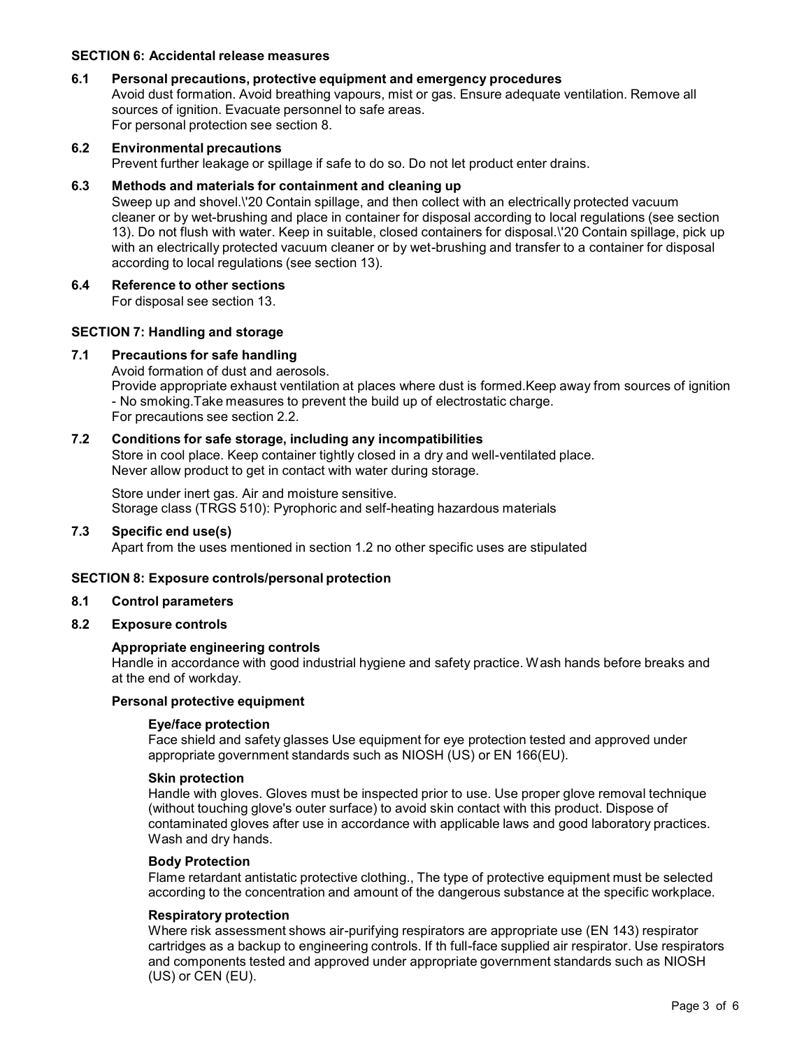## SECTION 6: Accidental release measures

### 6.1 Personal precautions, protective equipment and emergency procedures

Avoid dust formation. Avoid breathing vapours, mist or gas. Ensure adequate ventilation. Remove all sources of ignition. Evacuate personnel to safe areas.
For personal protection see section 8.

### 6.2 Environmental precautions

Prevent further leakage or spillage if safe to do so. Do not let product enter drains.

### 6.3 Methods and materials for containment and cleaning up

Sweep up and shovel.\'20 Contain spillage, and then collect with an electrically protected vacuum cleaner or by wet-brushing and place in container for disposal according to local regulations (see section 13). Do not flush with water. Keep in suitable, closed containers for disposal.\'20 Contain spillage, pick up with an electrically protected vacuum cleaner or by wet-brushing and transfer to a container for disposal according to local regulations (see section 13).

### 6.4 Reference to other sections

For disposal see section 13.

## SECTION 7: Handling and storage

### 7.1 Precautions for safe handling

Avoid formation of dust and aerosols.
Provide appropriate exhaust ventilation at places where dust is formed.Keep away from sources of ignition - No smoking.Take measures to prevent the build up of electrostatic charge.
For precautions see section 2.2.

### 7.2 Conditions for safe storage, including any incompatibilities

Store in cool place. Keep container tightly closed in a dry and well-ventilated place.
Never allow product to get in contact with water during storage.

Store under inert gas. Air and moisture sensitive.
Storage class (TRGS 510): Pyrophoric and self-heating hazardous materials

### 7.3 Specific end use(s)

Apart from the uses mentioned in section 1.2 no other specific uses are stipulated

## SECTION 8: Exposure controls/personal protection

### 8.1 Control parameters

### 8.2 Exposure controls

**Appropriate engineering controls**

Handle in accordance with good industrial hygiene and safety practice. Wash hands before breaks and at the end of workday.

**Personal protective equipment**

**Eye/face protection**

Face shield and safety glasses Use equipment for eye protection tested and approved under appropriate government standards such as NIOSH (US) or EN 166(EU).

**Skin protection**

Handle with gloves. Gloves must be inspected prior to use. Use proper glove removal technique (without touching glove's outer surface) to avoid skin contact with this product. Dispose of contaminated gloves after use in accordance with applicable laws and good laboratory practices. Wash and dry hands.

**Body Protection**

Flame retardant antistatic protective clothing., The type of protective equipment must be selected according to the concentration and amount of the dangerous substance at the specific workplace.

**Respiratory protection**

Where risk assessment shows air-purifying respirators are appropriate use (EN 143) respirator cartridges as a backup to engineering controls. If th full-face supplied air respirator. Use respirators and components tested and approved under appropriate government standards such as NIOSH (US) or CEN (EU).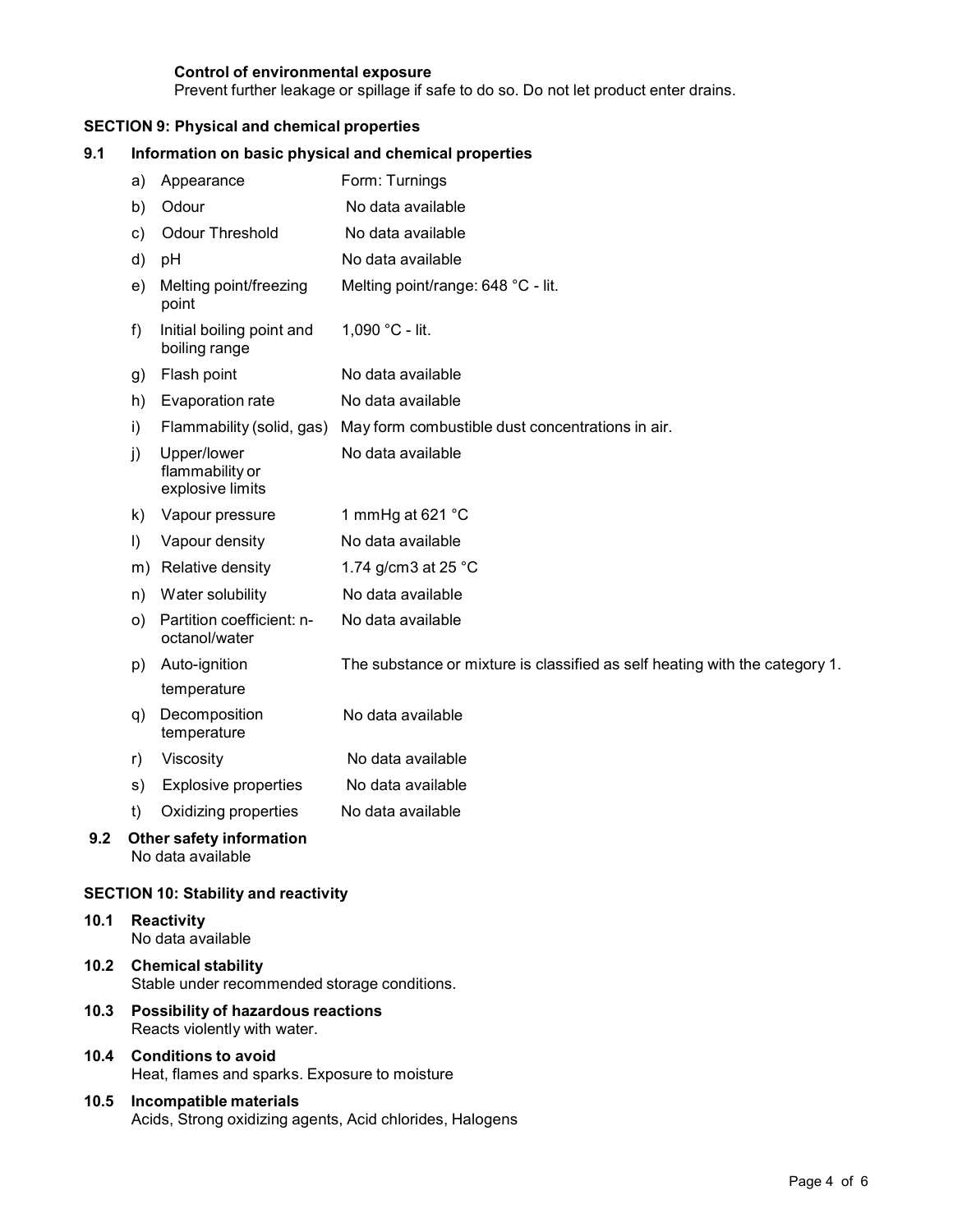**Control of environmental exposure**
Prevent further leakage or spillage if safe to do so. Do not let product enter drains.

## SECTION 9: Physical and chemical properties

### 9.1 Information on basic physical and chemical properties

| | | |
|---|---|---|
| a) | Appearance | Form: Turnings |
| b) | Odour | No data available |
| c) | Odour Threshold | No data available |
| d) | pH | No data available |
| e) | Melting point/freezing point | Melting point/range: 648 °C - lit. |
| f) | Initial boiling point and boiling range | 1,090 °C - lit. |
| g) | Flash point | No data available |
| h) | Evaporation rate | No data available |
| i) | Flammability (solid, gas) | May form combustible dust concentrations in air. |
| j) | Upper/lower flammability or explosive limits | No data available |
| k) | Vapour pressure | 1 mmHg at 621 °C |
| l) | Vapour density | No data available |
| m) | Relative density | 1.74 g/cm3 at 25 °C |
| n) | Water solubility | No data available |
| o) | Partition coefficient: n-octanol/water | No data available |
| p) | Auto-ignition temperature | The substance or mixture is classified as self heating with the category 1. |
| q) | Decomposition temperature | No data available |
| r) | Viscosity | No data available |
| s) | Explosive properties | No data available |
| t) | Oxidizing properties | No data available |

### 9.2 Other safety information
No data available

## SECTION 10: Stability and reactivity

### 10.1 Reactivity
No data available

### 10.2 Chemical stability
Stable under recommended storage conditions.

### 10.3 Possibility of hazardous reactions
Reacts violently with water.

### 10.4 Conditions to avoid
Heat, flames and sparks. Exposure to moisture

### 10.5 Incompatible materials
Acids, Strong oxidizing agents, Acid chlorides, Halogens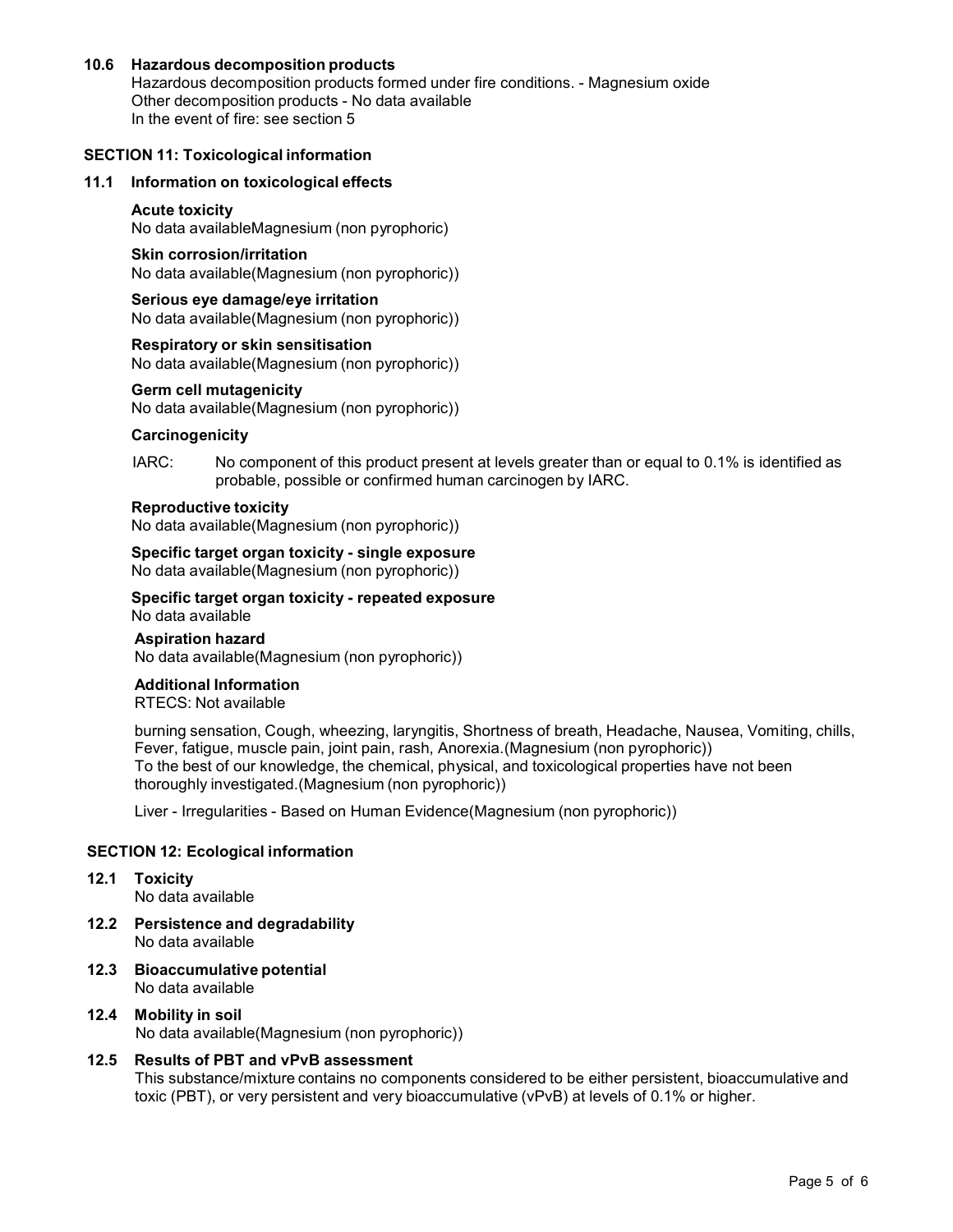### 10.6 Hazardous decomposition products

Hazardous decomposition products formed under fire conditions. - Magnesium oxide
Other decomposition products - No data available
In the event of fire: see section 5

## SECTION 11: Toxicological information

### 11.1 Information on toxicological effects

**Acute toxicity**
No data availableMagnesium (non pyrophoric)

**Skin corrosion/irritation**
No data available(Magnesium (non pyrophoric))

**Serious eye damage/eye irritation**
No data available(Magnesium (non pyrophoric))

**Respiratory or skin sensitisation**
No data available(Magnesium (non pyrophoric))

**Germ cell mutagenicity**
No data available(Magnesium (non pyrophoric))

**Carcinogenicity**

IARC: No component of this product present at levels greater than or equal to 0.1% is identified as probable, possible or confirmed human carcinogen by IARC.

**Reproductive toxicity**
No data available(Magnesium (non pyrophoric))

**Specific target organ toxicity - single exposure**
No data available(Magnesium (non pyrophoric))

**Specific target organ toxicity - repeated exposure**
No data available

**Aspiration hazard**
No data available(Magnesium (non pyrophoric))

**Additional Information**
RTECS: Not available

burning sensation, Cough, wheezing, laryngitis, Shortness of breath, Headache, Nausea, Vomiting, chills, Fever, fatigue, muscle pain, joint pain, rash, Anorexia.(Magnesium (non pyrophoric))
To the best of our knowledge, the chemical, physical, and toxicological properties have not been thoroughly investigated.(Magnesium (non pyrophoric))

Liver - Irregularities - Based on Human Evidence(Magnesium (non pyrophoric))

## SECTION 12: Ecological information

### 12.1 Toxicity

No data available

### 12.2 Persistence and degradability

No data available

### 12.3 Bioaccumulative potential

No data available

### 12.4 Mobility in soil

No data available(Magnesium (non pyrophoric))

### 12.5 Results of PBT and vPvB assessment

This substance/mixture contains no components considered to be either persistent, bioaccumulative and toxic (PBT), or very persistent and very bioaccumulative (vPvB) at levels of 0.1% or higher.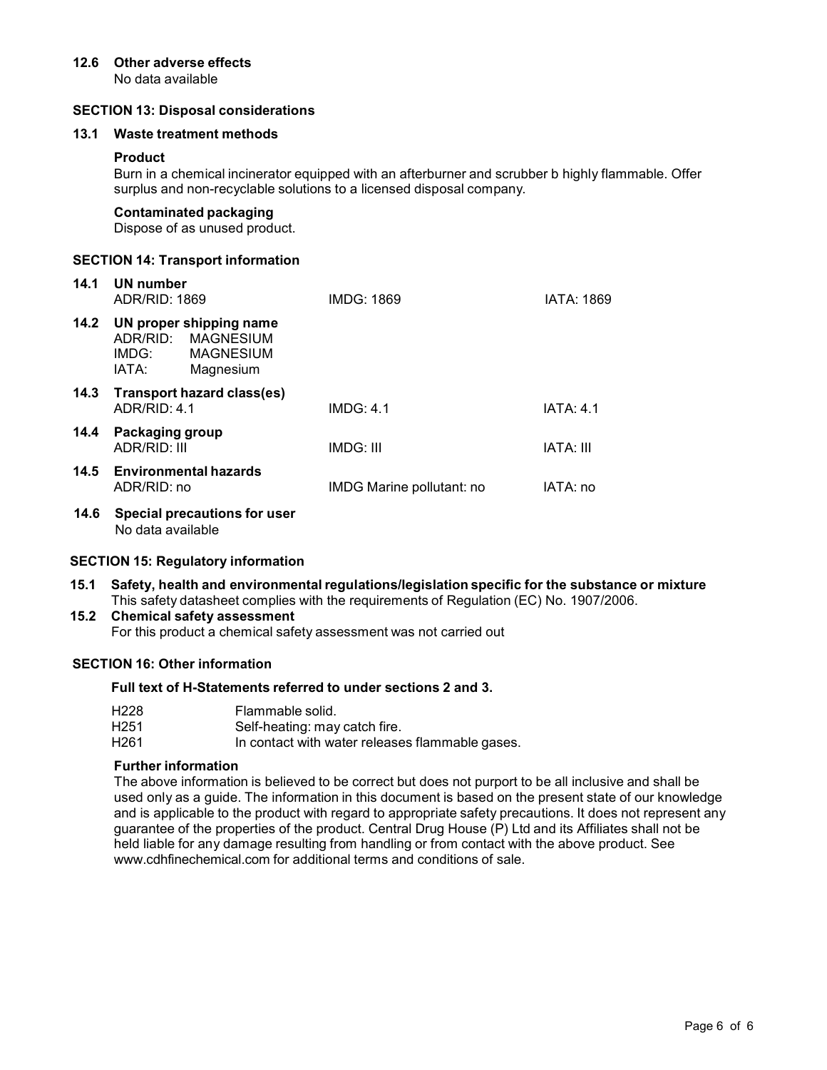### 12.6 Other adverse effects

No data available

## SECTION 13: Disposal considerations

### 13.1 Waste treatment methods

**Product**

Burn in a chemical incinerator equipped with an afterburner and scrubber b highly flammable. Offer surplus and non-recyclable solutions to a licensed disposal company.

**Contaminated packaging**

Dispose of as unused product.

## SECTION 14: Transport information

### 14.1 UN number

| | | |
|---|---|---|
| ADR/RID: 1869 | IMDG: 1869 | IATA: 1869 |

### 14.2 UN proper shipping name

| | |
|---|---|
| ADR/RID: | MAGNESIUM |
| IMDG: | MAGNESIUM |
| IATA: | Magnesium |

### 14.3 Transport hazard class(es)

| | | |
|---|---|---|
| ADR/RID: 4.1 | IMDG: 4.1 | IATA: 4.1 |

### 14.4 Packaging group

| | | |
|---|---|---|
| ADR/RID: III | IMDG: III | IATA: III |

### 14.5 Environmental hazards

| | | |
|---|---|---|
| ADR/RID: no | IMDG Marine pollutant: no | IATA: no |

### 14.6 Special precautions for user

No data available

## SECTION 15: Regulatory information

### 15.1 Safety, health and environmental regulations/legislation specific for the substance or mixture

This safety datasheet complies with the requirements of Regulation (EC) No. 1907/2006.

### 15.2 Chemical safety assessment

For this product a chemical safety assessment was not carried out

## SECTION 16: Other information

**Full text of H-Statements referred to under sections 2 and 3.**

| | |
|---|---|
| H228 | Flammable solid. |
| H251 | Self-heating: may catch fire. |
| H261 | In contact with water releases flammable gases. |

**Further information**

The above information is believed to be correct but does not purport to be all inclusive and shall be used only as a guide. The information in this document is based on the present state of our knowledge and is applicable to the product with regard to appropriate safety precautions. It does not represent any guarantee of the properties of the product. Central Drug House (P) Ltd and its Affiliates shall not be held liable for any damage resulting from handling or from contact with the above product. See www.cdhfinechemical.com for additional terms and conditions of sale.